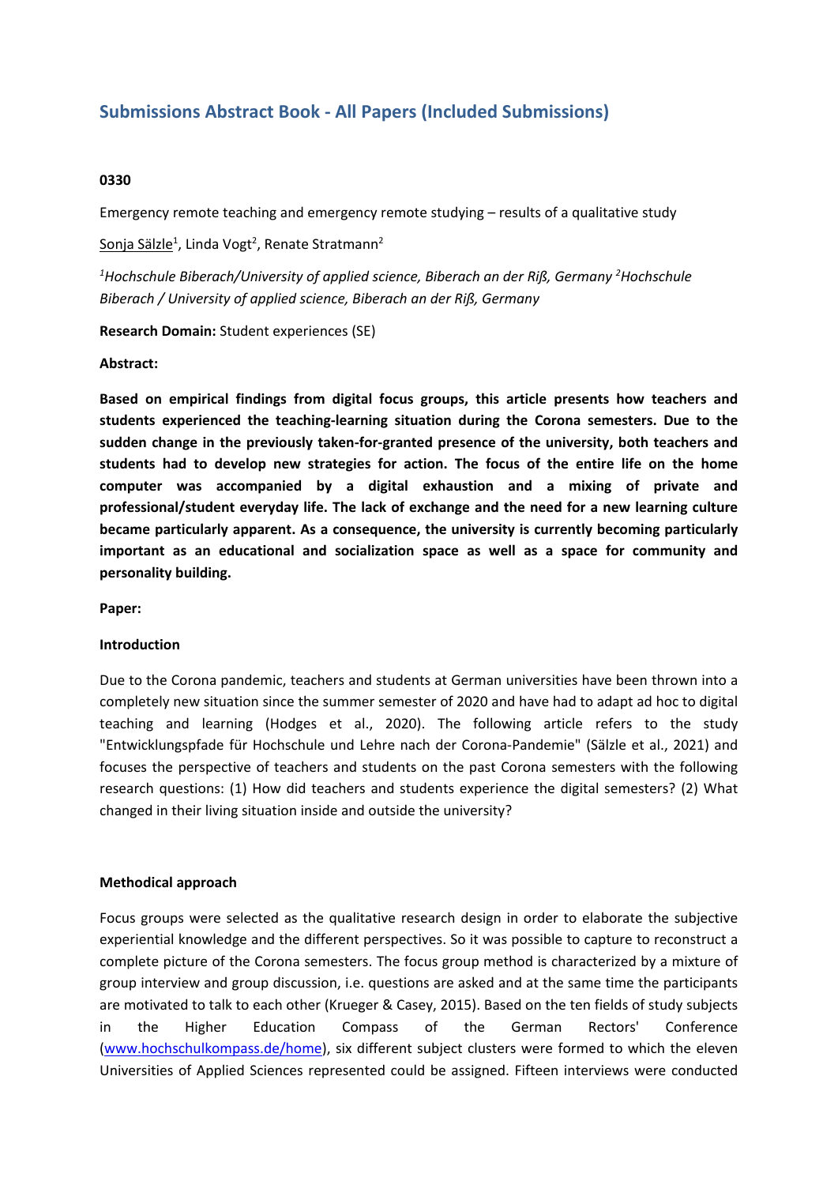# Submissions Abstract Book - All Papers (Included Submissions)

**0330**

Emergency remote teaching and emergency remote studying – results of a qualitative study

Sonja Sälzle[1], Linda Vogt[2], Renate Stratmann[2]

*[1]Hochschule Biberach/University of applied science, Biberach an der Riß, Germany [2]Hochschule Biberach / University of applied science, Biberach an der Riß, Germany*

**Research Domain:** Student experiences (SE)

**Abstract:**

**Based on empirical findings from digital focus groups, this article presents how teachers and students experienced the teaching-learning situation during the Corona semesters. Due to the sudden change in the previously taken-for-granted presence of the university, both teachers and students had to develop new strategies for action. The focus of the entire life on the home computer was accompanied by a digital exhaustion and a mixing of private and professional/student everyday life. The lack of exchange and the need for a new learning culture became particularly apparent. As a consequence, the university is currently becoming particularly important as an educational and socialization space as well as a space for community and personality building.**

**Paper:**

**Introduction**

Due to the Corona pandemic, teachers and students at German universities have been thrown into a completely new situation since the summer semester of 2020 and have had to adapt ad hoc to digital teaching and learning (Hodges et al., 2020). The following article refers to the study "Entwicklungspfade für Hochschule und Lehre nach der Corona-Pandemie" (Sälzle et al., 2021) and focuses the perspective of teachers and students on the past Corona semesters with the following research questions: (1) How did teachers and students experience the digital semesters? (2) What changed in their living situation inside and outside the university?

**Methodical approach**

Focus groups were selected as the qualitative research design in order to elaborate the subjective experiential knowledge and the different perspectives. So it was possible to capture to reconstruct a complete picture of the Corona semesters. The focus group method is characterized by a mixture of group interview and group discussion, i.e. questions are asked and at the same time the participants are motivated to talk to each other (Krueger & Casey, 2015). Based on the ten fields of study subjects in the Higher Education Compass of the German Rectors' Conference (www.hochschulkompass.de/home), six different subject clusters were formed to which the eleven Universities of Applied Sciences represented could be assigned. Fifteen interviews were conducted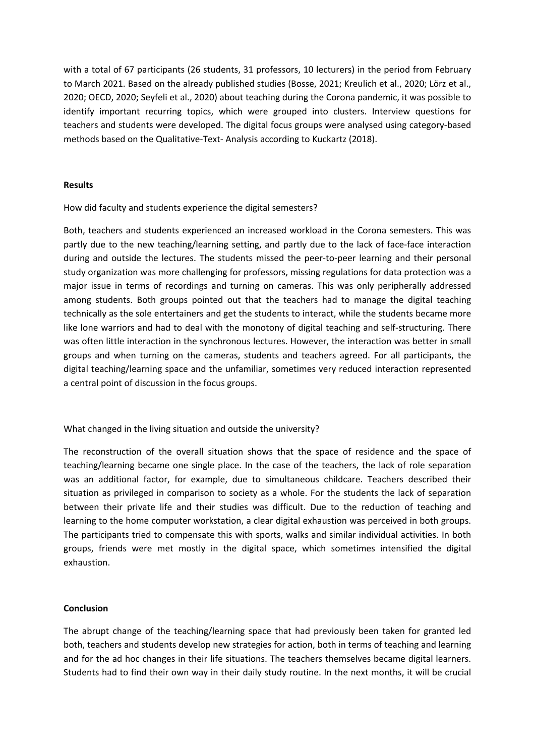with a total of 67 participants (26 students, 31 professors, 10 lecturers) in the period from February to March 2021. Based on the already published studies (Bosse, 2021; Kreulich et al., 2020; Lörz et al., 2020; OECD, 2020; Seyfeli et al., 2020) about teaching during the Corona pandemic, it was possible to identify important recurring topics, which were grouped into clusters. Interview questions for teachers and students were developed. The digital focus groups were analysed using category-based methods based on the Qualitative-Text- Analysis according to Kuckartz (2018).

## Results

How did faculty and students experience the digital semesters?

Both, teachers and students experienced an increased workload in the Corona semesters. This was partly due to the new teaching/learning setting, and partly due to the lack of face-face interaction during and outside the lectures. The students missed the peer-to-peer learning and their personal study organization was more challenging for professors, missing regulations for data protection was a major issue in terms of recordings and turning on cameras. This was only peripherally addressed among students. Both groups pointed out that the teachers had to manage the digital teaching technically as the sole entertainers and get the students to interact, while the students became more like lone warriors and had to deal with the monotony of digital teaching and self-structuring. There was often little interaction in the synchronous lectures. However, the interaction was better in small groups and when turning on the cameras, students and teachers agreed. For all participants, the digital teaching/learning space and the unfamiliar, sometimes very reduced interaction represented a central point of discussion in the focus groups.

What changed in the living situation and outside the university?

The reconstruction of the overall situation shows that the space of residence and the space of teaching/learning became one single place. In the case of the teachers, the lack of role separation was an additional factor, for example, due to simultaneous childcare. Teachers described their situation as privileged in comparison to society as a whole. For the students the lack of separation between their private life and their studies was difficult. Due to the reduction of teaching and learning to the home computer workstation, a clear digital exhaustion was perceived in both groups. The participants tried to compensate this with sports, walks and similar individual activities. In both groups, friends were met mostly in the digital space, which sometimes intensified the digital exhaustion.

## Conclusion

The abrupt change of the teaching/learning space that had previously been taken for granted led both, teachers and students develop new strategies for action, both in terms of teaching and learning and for the ad hoc changes in their life situations. The teachers themselves became digital learners. Students had to find their own way in their daily study routine. In the next months, it will be crucial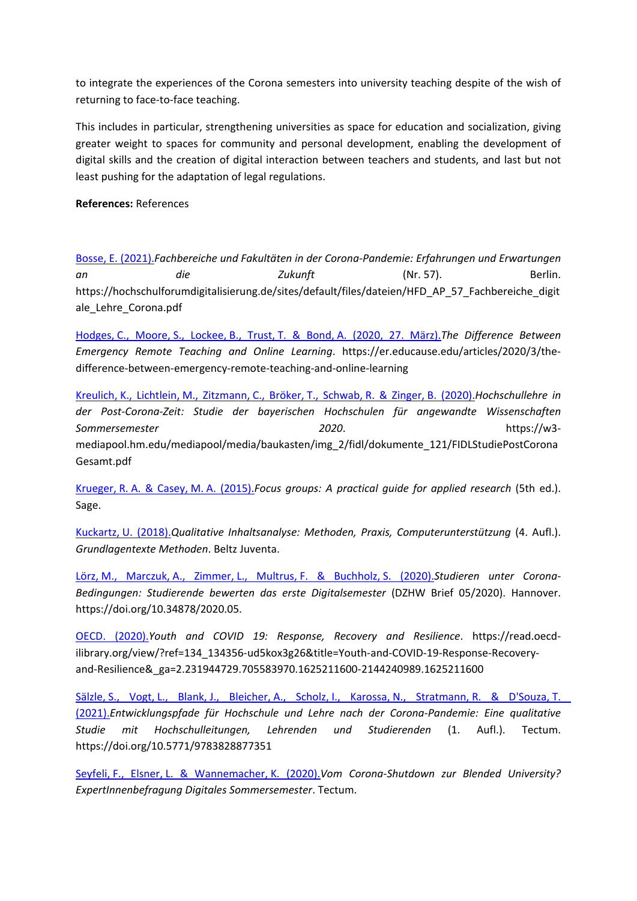to integrate the experiences of the Corona semesters into university teaching despite of the wish of returning to face-to-face teaching.

This includes in particular, strengthening universities as space for education and socialization, giving greater weight to spaces for community and personal development, enabling the development of digital skills and the creation of digital interaction between teachers and students, and last but not least pushing for the adaptation of legal regulations.

**References:** References

Bosse, E. (2021). *Fachbereiche und Fakultäten in der Corona-Pandemie: Erfahrungen und Erwartungen an die Zukunft* (Nr. 57). Berlin. https://hochschulforumdigitalisierung.de/sites/default/files/dateien/HFD_AP_57_Fachbereiche_digitale_Lehre_Corona.pdf

Hodges, C., Moore, S., Lockee, B., Trust, T. & Bond, A. (2020, 27. März). *The Difference Between Emergency Remote Teaching and Online Learning*. https://er.educause.edu/articles/2020/3/the-difference-between-emergency-remote-teaching-and-online-learning

Kreulich, K., Lichtlein, M., Zitzmann, C., Bröker, T., Schwab, R. & Zinger, B. (2020). *Hochschullehre in der Post-Corona-Zeit: Studie der bayerischen Hochschulen für angewandte Wissenschaften Sommersemester 2020*. https://w3-mediapool.hm.edu/mediapool/media/baukasten/img_2/fidl/dokumente_121/FIDLStudiePostCoronaGesamt.pdf

Krueger, R. A. & Casey, M. A. (2015). *Focus groups: A practical guide for applied research* (5th ed.). Sage.

Kuckartz, U. (2018). *Qualitative Inhaltsanalyse: Methoden, Praxis, Computerunterstützung* (4. Aufl.). *Grundlagentexte Methoden*. Beltz Juventa.

Lörz, M., Marczuk, A., Zimmer, L., Multrus, F. & Buchholz, S. (2020). *Studieren unter Corona-Bedingungen: Studierende bewerten das erste Digitalsemester* (DZHW Brief 05/2020). Hannover. https://doi.org/10.34878/2020.05.

OECD. (2020). *Youth and COVID 19: Response, Recovery and Resilience*. https://read.oecd-ilibrary.org/view/?ref=134_134356-ud5kox3g26&title=Youth-and-COVID-19-Response-Recovery-and-Resilience&_ga=2.231944729.705583970.1625211600-2144240989.1625211600

Sälzle, S., Vogt, L., Blank, J., Bleicher, A., Scholz, I., Karossa, N., Stratmann, R. & D'Souza, T. (2021). *Entwicklungspfade für Hochschule und Lehre nach der Corona-Pandemie: Eine qualitative Studie mit Hochschulleitungen, Lehrenden und Studierenden* (1. Aufl.). Tectum. https://doi.org/10.5771/9783828877351

Seyfeli, F., Elsner, L. & Wannemacher, K. (2020). *Vom Corona-Shutdown zur Blended University? ExpertInnenbefragung Digitales Sommersemester*. Tectum.